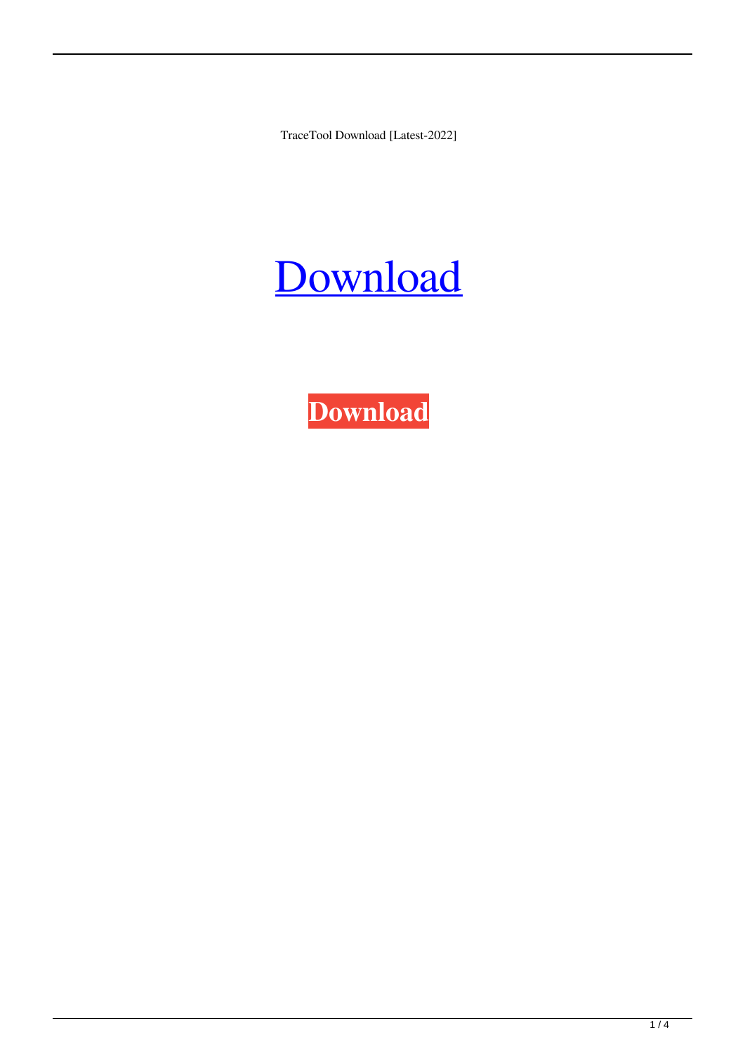TraceTool Download [Latest-2022]

# Download

**Download**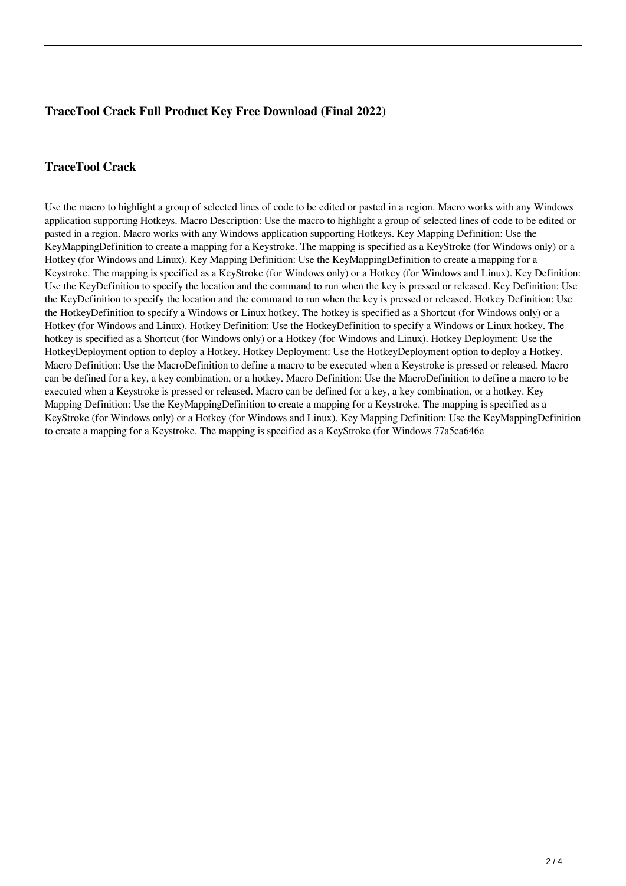## TraceTool Crack Full Product Key Free Download (Final 2022)

## TraceTool Crack

Use the macro to highlight a group of selected lines of code to be edited or pasted in a region. Macro works with any Windows application supporting Hotkeys. Macro Description: Use the macro to highlight a group of selected lines of code to be edited or pasted in a region. Macro works with any Windows application supporting Hotkeys. Key Mapping Definition: Use the KeyMappingDefinition to create a mapping for a Keystroke. The mapping is specified as a KeyStroke (for Windows only) or a Hotkey (for Windows and Linux). Key Mapping Definition: Use the KeyMappingDefinition to create a mapping for a Keystroke. The mapping is specified as a KeyStroke (for Windows only) or a Hotkey (for Windows and Linux). Key Definition: Use the KeyDefinition to specify the location and the command to run when the key is pressed or released. Key Definition: Use the KeyDefinition to specify the location and the command to run when the key is pressed or released. Hotkey Definition: Use the HotkeyDefinition to specify a Windows or Linux hotkey. The hotkey is specified as a Shortcut (for Windows only) or a Hotkey (for Windows and Linux). Hotkey Definition: Use the HotkeyDefinition to specify a Windows or Linux hotkey. The hotkey is specified as a Shortcut (for Windows only) or a Hotkey (for Windows and Linux). Hotkey Deployment: Use the HotkeyDeployment option to deploy a Hotkey. Hotkey Deployment: Use the HotkeyDeployment option to deploy a Hotkey. Macro Definition: Use the MacroDefinition to define a macro to be executed when a Keystroke is pressed or released. Macro can be defined for a key, a key combination, or a hotkey. Macro Definition: Use the MacroDefinition to define a macro to be executed when a Keystroke is pressed or released. Macro can be defined for a key, a key combination, or a hotkey. Key Mapping Definition: Use the KeyMappingDefinition to create a mapping for a Keystroke. The mapping is specified as a KeyStroke (for Windows only) or a Hotkey (for Windows and Linux). Key Mapping Definition: Use the KeyMappingDefinition to create a mapping for a Keystroke. The mapping is specified as a KeyStroke (for Windows 77a5ca646e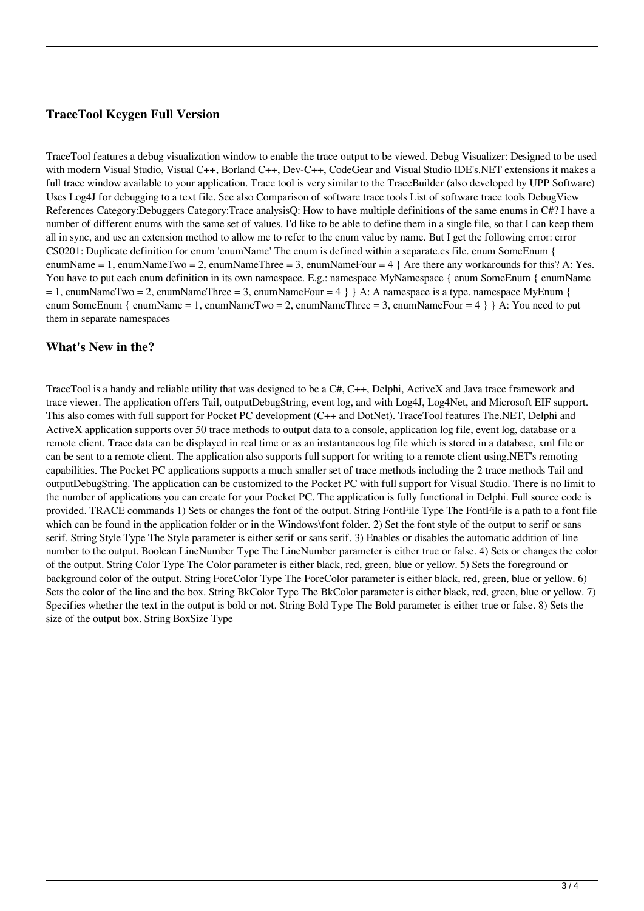## TraceTool Keygen Full Version

TraceTool features a debug visualization window to enable the trace output to be viewed. Debug Visualizer: Designed to be used with modern Visual Studio, Visual C++, Borland C++, Dev-C++, CodeGear and Visual Studio IDE's.NET extensions it makes a full trace window available to your application. Trace tool is very similar to the TraceBuilder (also developed by UPP Software) Uses Log4J for debugging to a text file. See also Comparison of software trace tools List of software trace tools DebugView References Category:Debuggers Category:Trace analysisQ: How to have multiple definitions of the same enums in C#? I have a number of different enums with the same set of values. I'd like to be able to define them in a single file, so that I can keep them all in sync, and use an extension method to allow me to refer to the enum value by name. But I get the following error: error CS0201: Duplicate definition for enum 'enumName' The enum is defined within a separate.cs file. enum SomeEnum { enumName = 1, enumNameTwo = 2, enumNameThree = 3, enumNameFour = 4 } Are there any workarounds for this? A: Yes. You have to put each enum definition in its own namespace. E.g.: namespace MyNamespace { enum SomeEnum { enumName = 1, enumNameTwo = 2, enumNameThree = 3, enumNameFour = 4 } } A: A namespace is a type. namespace MyEnum { enum SomeEnum { enumName = 1, enumNameTwo = 2, enumNameThree = 3, enumNameFour = 4 } } A: You need to put them in separate namespaces

## What's New in the?

TraceTool is a handy and reliable utility that was designed to be a C#, C++, Delphi, ActiveX and Java trace framework and trace viewer. The application offers Tail, outputDebugString, event log, and with Log4J, Log4Net, and Microsoft EIF support. This also comes with full support for Pocket PC development (C++ and DotNet). TraceTool features The.NET, Delphi and ActiveX application supports over 50 trace methods to output data to a console, application log file, event log, database or a remote client. Trace data can be displayed in real time or as an instantaneous log file which is stored in a database, xml file or can be sent to a remote client. The application also supports full support for writing to a remote client using.NET's remoting capabilities. The Pocket PC applications supports a much smaller set of trace methods including the 2 trace methods Tail and outputDebugString. The application can be customized to the Pocket PC with full support for Visual Studio. There is no limit to the number of applications you can create for your Pocket PC. The application is fully functional in Delphi. Full source code is provided. TRACE commands 1) Sets or changes the font of the output. String FontFile Type The FontFile is a path to a font file which can be found in the application folder or in the Windows\font folder. 2) Set the font style of the output to serif or sans serif. String Style Type The Style parameter is either serif or sans serif. 3) Enables or disables the automatic addition of line number to the output. Boolean LineNumber Type The LineNumber parameter is either true or false. 4) Sets or changes the color of the output. String Color Type The Color parameter is either black, red, green, blue or yellow. 5) Sets the foreground or background color of the output. String ForeColor Type The ForeColor parameter is either black, red, green, blue or yellow. 6) Sets the color of the line and the box. String BkColor Type The BkColor parameter is either black, red, green, blue or yellow. 7) Specifies whether the text in the output is bold or not. String Bold Type The Bold parameter is either true or false. 8) Sets the size of the output box. String BoxSize Type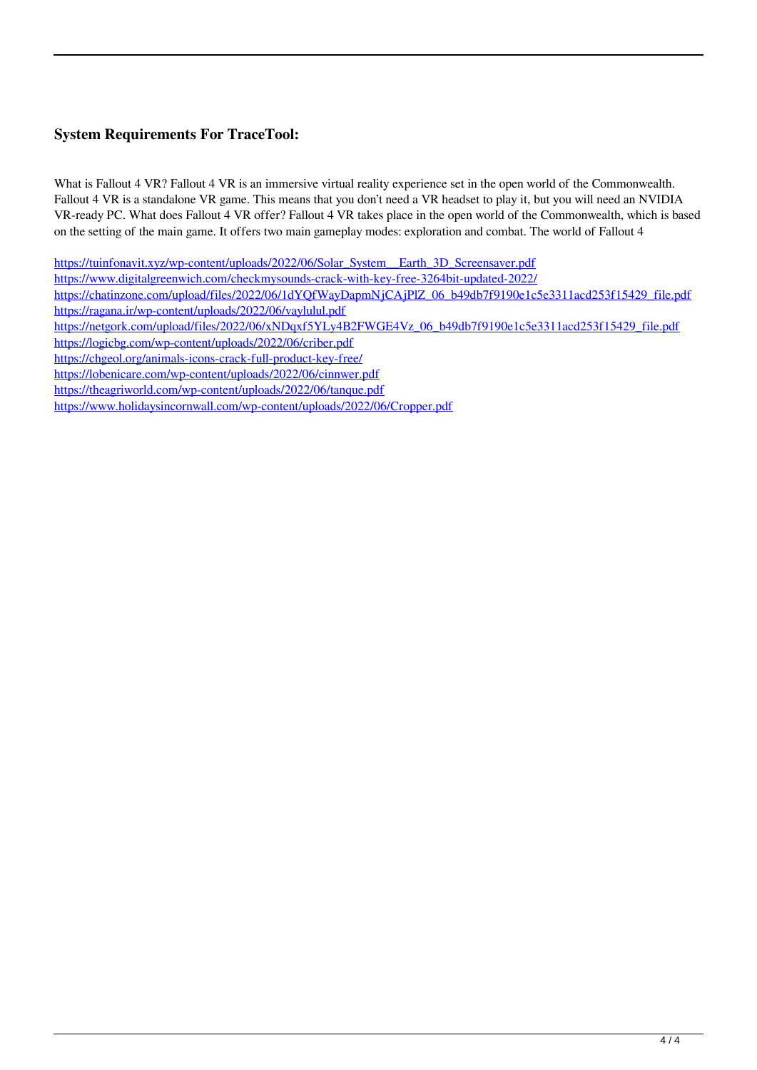### System Requirements For TraceTool:

What is Fallout 4 VR? Fallout 4 VR is an immersive virtual reality experience set in the open world of the Commonwealth. Fallout 4 VR is a standalone VR game. This means that you don't need a VR headset to play it, but you will need an NVIDIA VR-ready PC. What does Fallout 4 VR offer? Fallout 4 VR takes place in the open world of the Commonwealth, which is based on the setting of the main game. It offers two main gameplay modes: exploration and combat. The world of Fallout 4

https://tuinfonavit.xyz/wp-content/uploads/2022/06/Solar_System__Earth_3D_Screensaver.pdf
https://www.digitalgreenwich.com/checkmysounds-crack-with-key-free-3264bit-updated-2022/
https://chatinzone.com/upload/files/2022/06/1dYQfWayDapmNjCAjPlZ_06_b49db7f9190e1c5e3311acd253f15429_file.pdf
https://ragana.ir/wp-content/uploads/2022/06/vaylulul.pdf
https://netgork.com/upload/files/2022/06/xNDqxf5YLy4B2FWGE4Vz_06_b49db7f9190e1c5e3311acd253f15429_file.pdf
https://logicbg.com/wp-content/uploads/2022/06/criber.pdf
https://chgeol.org/animals-icons-crack-full-product-key-free/
https://lobenicare.com/wp-content/uploads/2022/06/cinnwer.pdf
https://theagriworld.com/wp-content/uploads/2022/06/tanque.pdf
https://www.holidaysincornwall.com/wp-content/uploads/2022/06/Cropper.pdf